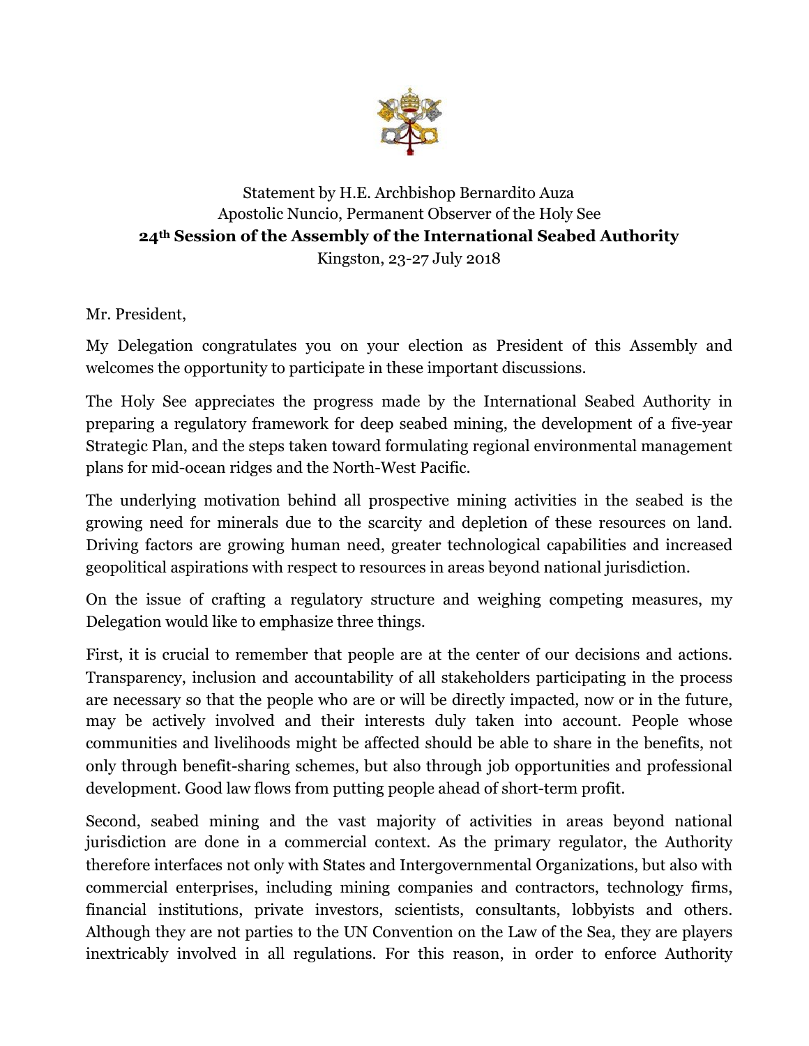Statement by H.E. Archbishop Bernardito Auza
Apostolic Nuncio, Permanent Observer of the Holy See
**24th Session of the Assembly of the International Seabed Authority**
Kingston, 23-27 July 2018

Mr. President,

My Delegation congratulates you on your election as President of this Assembly and welcomes the opportunity to participate in these important discussions.

The Holy See appreciates the progress made by the International Seabed Authority in preparing a regulatory framework for deep seabed mining, the development of a five-year Strategic Plan, and the steps taken toward formulating regional environmental management plans for mid-ocean ridges and the North-West Pacific.

The underlying motivation behind all prospective mining activities in the seabed is the growing need for minerals due to the scarcity and depletion of these resources on land. Driving factors are growing human need, greater technological capabilities and increased geopolitical aspirations with respect to resources in areas beyond national jurisdiction.

On the issue of crafting a regulatory structure and weighing competing measures, my Delegation would like to emphasize three things.

First, it is crucial to remember that people are at the center of our decisions and actions. Transparency, inclusion and accountability of all stakeholders participating in the process are necessary so that the people who are or will be directly impacted, now or in the future, may be actively involved and their interests duly taken into account. People whose communities and livelihoods might be affected should be able to share in the benefits, not only through benefit-sharing schemes, but also through job opportunities and professional development. Good law flows from putting people ahead of short-term profit.

Second, seabed mining and the vast majority of activities in areas beyond national jurisdiction are done in a commercial context. As the primary regulator, the Authority therefore interfaces not only with States and Intergovernmental Organizations, but also with commercial enterprises, including mining companies and contractors, technology firms, financial institutions, private investors, scientists, consultants, lobbyists and others. Although they are not parties to the UN Convention on the Law of the Sea, they are players inextricably involved in all regulations. For this reason, in order to enforce Authority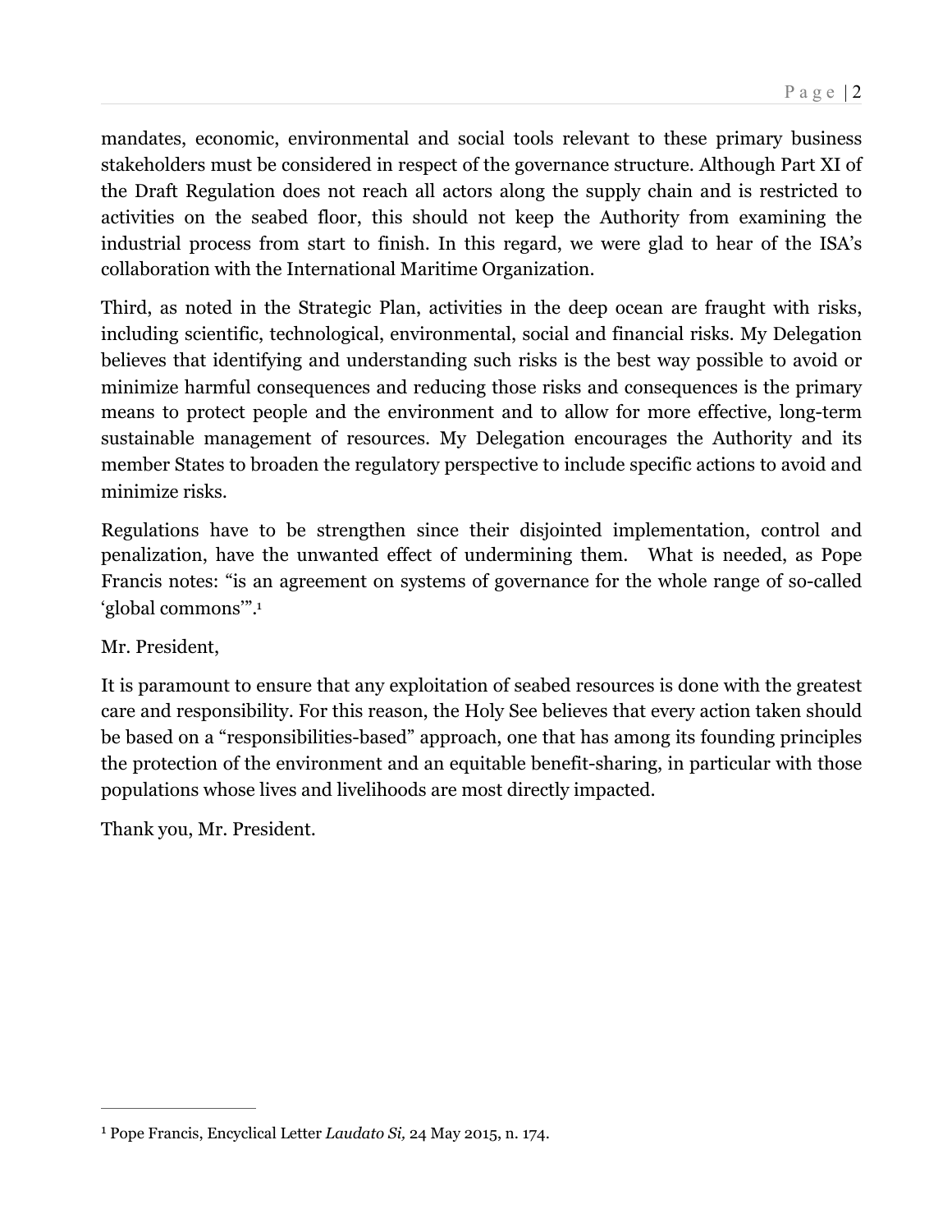mandates, economic, environmental and social tools relevant to these primary business stakeholders must be considered in respect of the governance structure. Although Part XI of the Draft Regulation does not reach all actors along the supply chain and is restricted to activities on the seabed floor, this should not keep the Authority from examining the industrial process from start to finish. In this regard, we were glad to hear of the ISA's collaboration with the International Maritime Organization.

Third, as noted in the Strategic Plan, activities in the deep ocean are fraught with risks, including scientific, technological, environmental, social and financial risks. My Delegation believes that identifying and understanding such risks is the best way possible to avoid or minimize harmful consequences and reducing those risks and consequences is the primary means to protect people and the environment and to allow for more effective, long-term sustainable management of resources. My Delegation encourages the Authority and its member States to broaden the regulatory perspective to include specific actions to avoid and minimize risks.

Regulations have to be strengthen since their disjointed implementation, control and penalization, have the unwanted effect of undermining them. What is needed, as Pope Francis notes: "is an agreement on systems of governance for the whole range of so-called 'global commons'".[1]

Mr. President,

It is paramount to ensure that any exploitation of seabed resources is done with the greatest care and responsibility. For this reason, the Holy See believes that every action taken should be based on a "responsibilities-based" approach, one that has among its founding principles the protection of the environment and an equitable benefit-sharing, in particular with those populations whose lives and livelihoods are most directly impacted.

Thank you, Mr. President.

---

[1] Pope Francis, Encyclical Letter *Laudato Si,* 24 May 2015, n. 174.